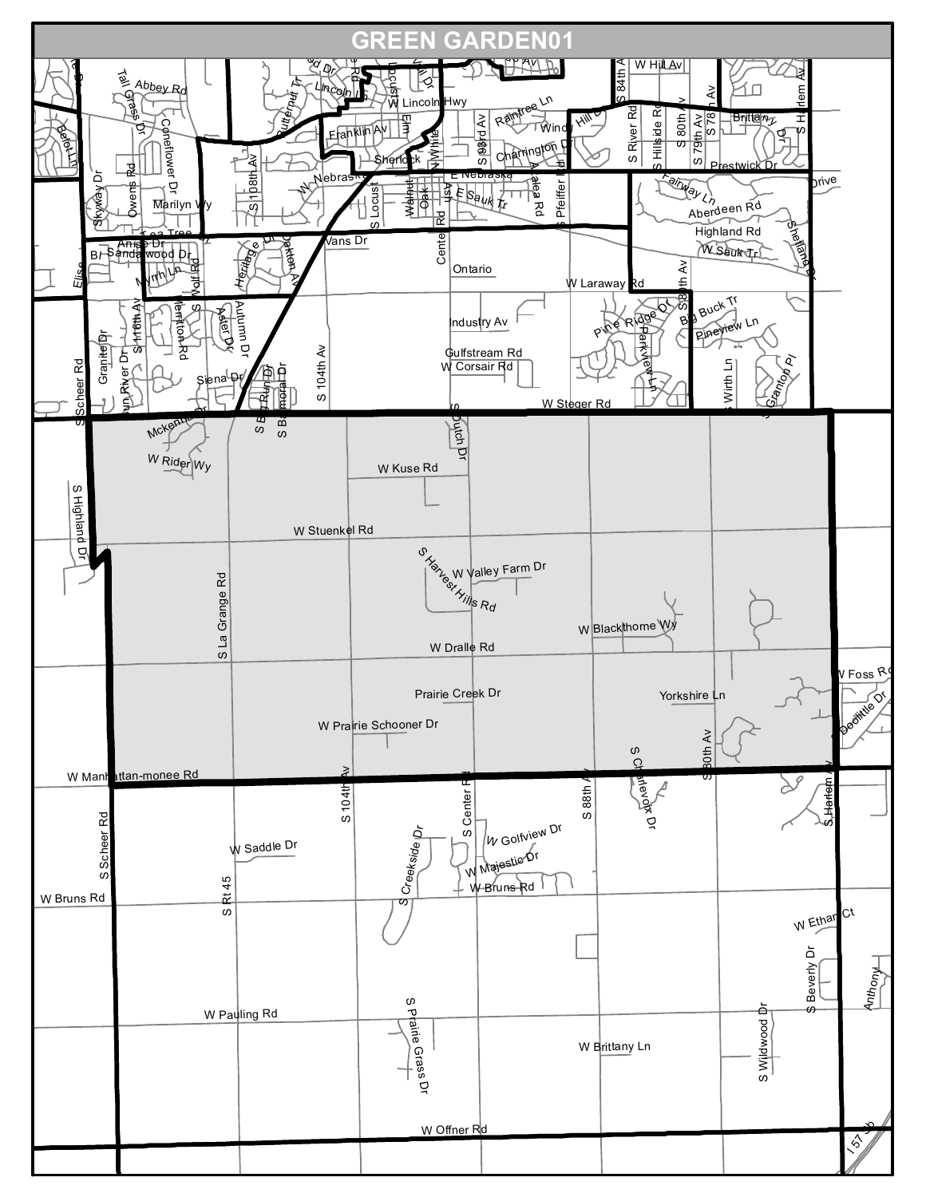# GREEN GARDEN01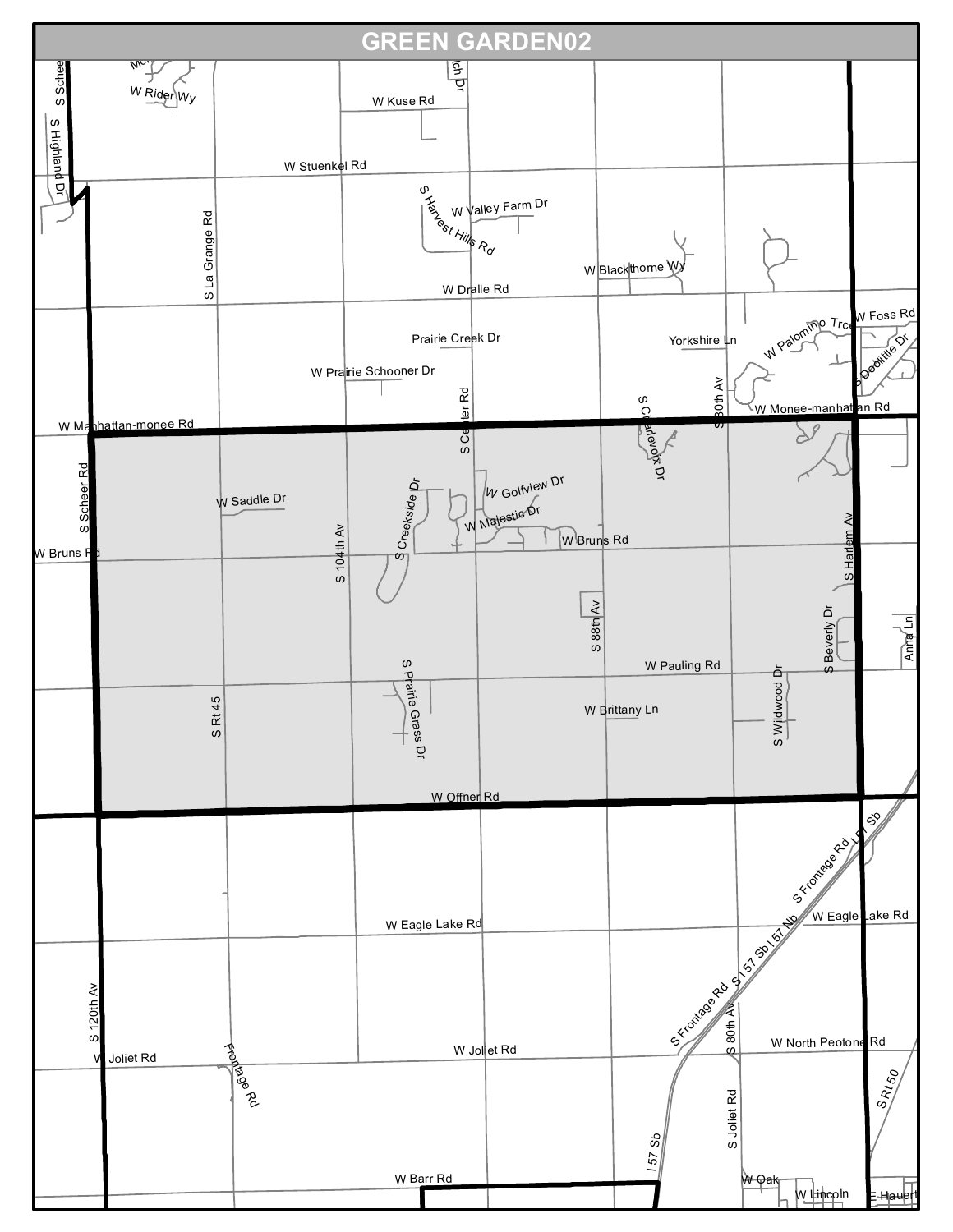# GREEN GARDEN02

S Scheer
S Highland Dr
W Rider Wy
W Kuse Rd
W Stuenkel Rd
S La Grange Rd
S Harvest Hills Rd
W Valley Farm Dr
W Blackthorne Wy
W Dralle Rd
Prairie Creek Dr
Yorkshire Ln
W Palomino Trce
W Foss Rd
S Doolittle Dr
W Prairie Schooner Dr
W Manhattan-monee Rd
S Center Rd
S Charlevoix Dr
S 80th Av
W Monee-manhattan Rd
S Scheer Rd
W Saddle Dr
W Golfview Dr
W Majestic Dr
S Creekside Dr
W Bruns Rd
W Bruns Rd
S 104th Av
S Harlem Av
S 88th Av
S Beverly Dr
Anna Ln
W Pauling Rd
S Prairie Grass Dr
S Wildwood Dr
S Rt 45
W Brittany Ln
W Offner Rd
S Frontage Rd
I 57 Sb
W Eagle Lake Rd
W Eagle Lake Rd
S 120th Av
I 57 Sb
I 57 Nb
S Frontage Rd
W Joliet Rd
W Joliet Rd
Frontage Rd
S 80th Av
W North Peotone Rd
S Rt 50
I 57 Sb
S Joliet Rd
W Barr Rd
W Oak
W Lincoln
E Hauert